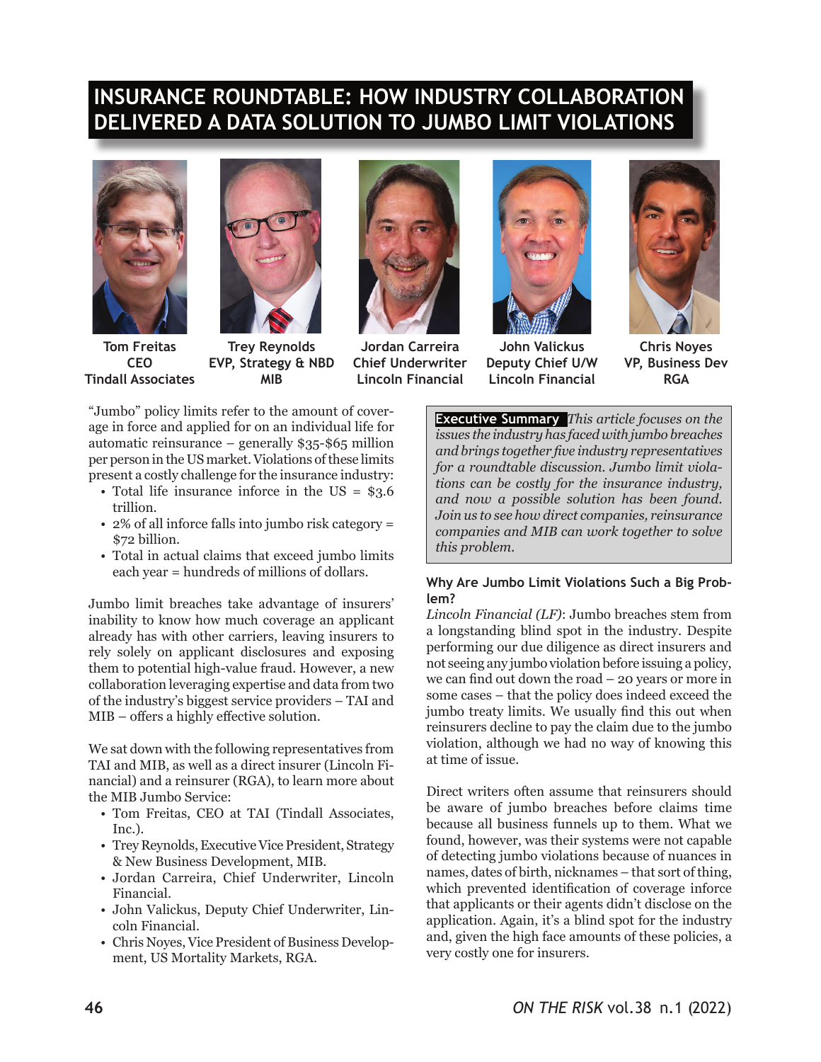# INSURANCE ROUNDTABLE: HOW INDUSTRY COLLABORATION DELIVERED A DATA SOLUTION TO JUMBO LIMIT VIOLATIONS

**Tom Freitas**
**CEO**
**Tindall Associates**

**Trey Reynolds**
**EVP, Strategy & NBD**
**MIB**

**Jordan Carreira**
**Chief Underwriter**
**Lincoln Financial**

**John Valickus**
**Deputy Chief U/W**
**Lincoln Financial**

**Chris Noyes**
**VP, Business Dev**
**RGA**

**Executive Summary** *This article focuses on the issues the industry has faced with jumbo breaches and brings together five industry representatives for a roundtable discussion. Jumbo limit violations can be costly for the insurance industry, and now a possible solution has been found. Join us to see how direct companies, reinsurance companies and MIB can work together to solve this problem.*

"Jumbo" policy limits refer to the amount of coverage in force and applied for on an individual life for automatic reinsurance – generally $35-$65 million per person in the US market. Violations of these limits present a costly challenge for the insurance industry:

- Total life insurance inforce in the US = $3.6 trillion.
- 2% of all inforce falls into jumbo risk category = $72 billion.
- Total in actual claims that exceed jumbo limits each year = hundreds of millions of dollars.

Jumbo limit breaches take advantage of insurers' inability to know how much coverage an applicant already has with other carriers, leaving insurers to rely solely on applicant disclosures and exposing them to potential high-value fraud. However, a new collaboration leveraging expertise and data from two of the industry's biggest service providers – TAI and MIB – offers a highly effective solution.

We sat down with the following representatives from TAI and MIB, as well as a direct insurer (Lincoln Financial) and a reinsurer (RGA), to learn more about the MIB Jumbo Service:

- Tom Freitas, CEO at TAI (Tindall Associates, Inc.).
- Trey Reynolds, Executive Vice President, Strategy & New Business Development, MIB.
- Jordan Carreira, Chief Underwriter, Lincoln Financial.
- John Valickus, Deputy Chief Underwriter, Lincoln Financial.
- Chris Noyes, Vice President of Business Development, US Mortality Markets, RGA.

### Why Are Jumbo Limit Violations Such a Big Problem?

*Lincoln Financial (LF)*: Jumbo breaches stem from a longstanding blind spot in the industry. Despite performing our due diligence as direct insurers and not seeing any jumbo violation before issuing a policy, we can find out down the road – 20 years or more in some cases – that the policy does indeed exceed the jumbo treaty limits. We usually find this out when reinsurers decline to pay the claim due to the jumbo violation, although we had no way of knowing this at time of issue.

Direct writers often assume that reinsurers should be aware of jumbo breaches before claims time because all business funnels up to them. What we found, however, was their systems were not capable of detecting jumbo violations because of nuances in names, dates of birth, nicknames – that sort of thing, which prevented identification of coverage inforce that applicants or their agents didn't disclose on the application. Again, it's a blind spot for the industry and, given the high face amounts of these policies, a very costly one for insurers.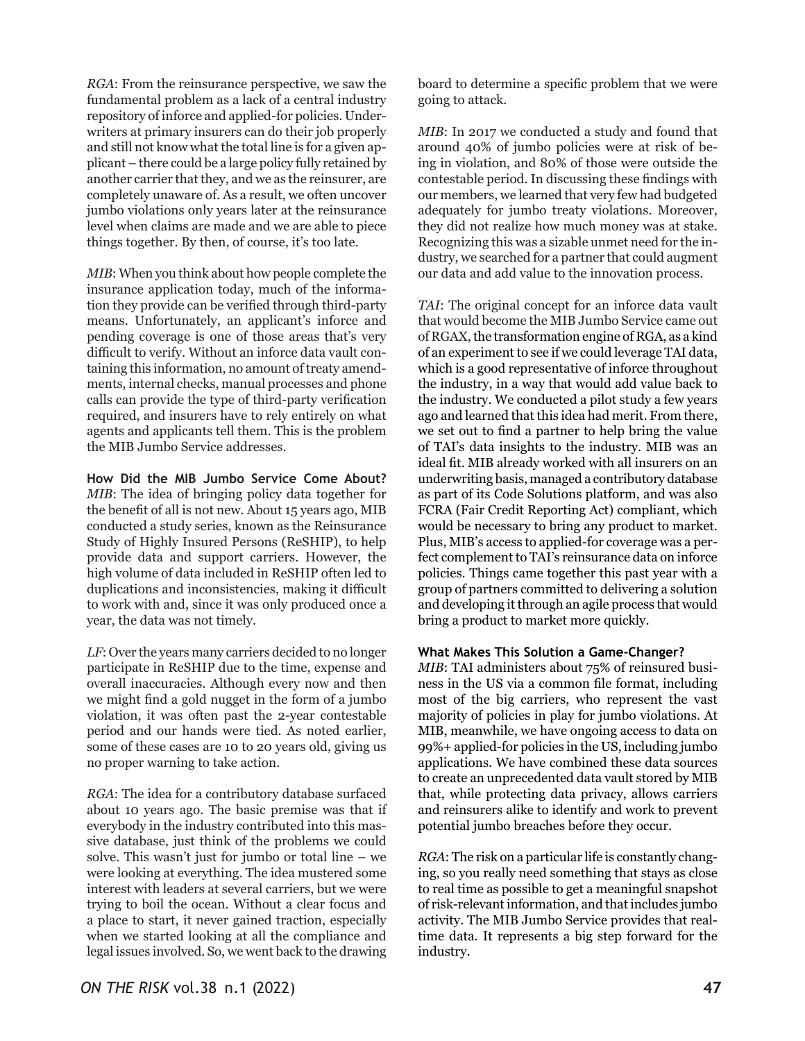*RGA*: From the reinsurance perspective, we saw the fundamental problem as a lack of a central industry repository of inforce and applied-for policies. Underwriters at primary insurers can do their job properly and still not know what the total line is for a given applicant – there could be a large policy fully retained by another carrier that they, and we as the reinsurer, are completely unaware of. As a result, we often uncover jumbo violations only years later at the reinsurance level when claims are made and we are able to piece things together. By then, of course, it's too late.

*MIB*: When you think about how people complete the insurance application today, much of the information they provide can be verified through third-party means. Unfortunately, an applicant's inforce and pending coverage is one of those areas that's very difficult to verify. Without an inforce data vault containing this information, no amount of treaty amendments, internal checks, manual processes and phone calls can provide the type of third-party verification required, and insurers have to rely entirely on what agents and applicants tell them. This is the problem the MIB Jumbo Service addresses.

**How Did the MIB Jumbo Service Come About?**

*MIB*: The idea of bringing policy data together for the benefit of all is not new. About 15 years ago, MIB conducted a study series, known as the Reinsurance Study of Highly Insured Persons (ReSHIP), to help provide data and support carriers. However, the high volume of data included in ReSHIP often led to duplications and inconsistencies, making it difficult to work with and, since it was only produced once a year, the data was not timely.

*LF*: Over the years many carriers decided to no longer participate in ReSHIP due to the time, expense and overall inaccuracies. Although every now and then we might find a gold nugget in the form of a jumbo violation, it was often past the 2-year contestable period and our hands were tied. As noted earlier, some of these cases are 10 to 20 years old, giving us no proper warning to take action.

*RGA*: The idea for a contributory database surfaced about 10 years ago. The basic premise was that if everybody in the industry contributed into this massive database, just think of the problems we could solve. This wasn't just for jumbo or total line – we were looking at everything. The idea mustered some interest with leaders at several carriers, but we were trying to boil the ocean. Without a clear focus and a place to start, it never gained traction, especially when we started looking at all the compliance and legal issues involved. So, we went back to the drawing board to determine a specific problem that we were going to attack.

*MIB*: In 2017 we conducted a study and found that around 40% of jumbo policies were at risk of being in violation, and 80% of those were outside the contestable period. In discussing these findings with our members, we learned that very few had budgeted adequately for jumbo treaty violations. Moreover, they did not realize how much money was at stake. Recognizing this was a sizable unmet need for the industry, we searched for a partner that could augment our data and add value to the innovation process.

*TAI*: The original concept for an inforce data vault that would become the MIB Jumbo Service came out of RGAX, the transformation engine of RGA, as a kind of an experiment to see if we could leverage TAI data, which is a good representative of inforce throughout the industry, in a way that would add value back to the industry. We conducted a pilot study a few years ago and learned that this idea had merit. From there, we set out to find a partner to help bring the value of TAI's data insights to the industry. MIB was an ideal fit. MIB already worked with all insurers on an underwriting basis, managed a contributory database as part of its Code Solutions platform, and was also FCRA (Fair Credit Reporting Act) compliant, which would be necessary to bring any product to market. Plus, MIB's access to applied-for coverage was a perfect complement to TAI's reinsurance data on inforce policies. Things came together this past year with a group of partners committed to delivering a solution and developing it through an agile process that would bring a product to market more quickly.

**What Makes This Solution a Game-Changer?**

*MIB*: TAI administers about 75% of reinsured business in the US via a common file format, including most of the big carriers, who represent the vast majority of policies in play for jumbo violations. At MIB, meanwhile, we have ongoing access to data on 99%+ applied-for policies in the US, including jumbo applications. We have combined these data sources to create an unprecedented data vault stored by MIB that, while protecting data privacy, allows carriers and reinsurers alike to identify and work to prevent potential jumbo breaches before they occur.

*RGA*: The risk on a particular life is constantly changing, so you really need something that stays as close to real time as possible to get a meaningful snapshot of risk-relevant information, and that includes jumbo activity. The MIB Jumbo Service provides that real-time data. It represents a big step forward for the industry.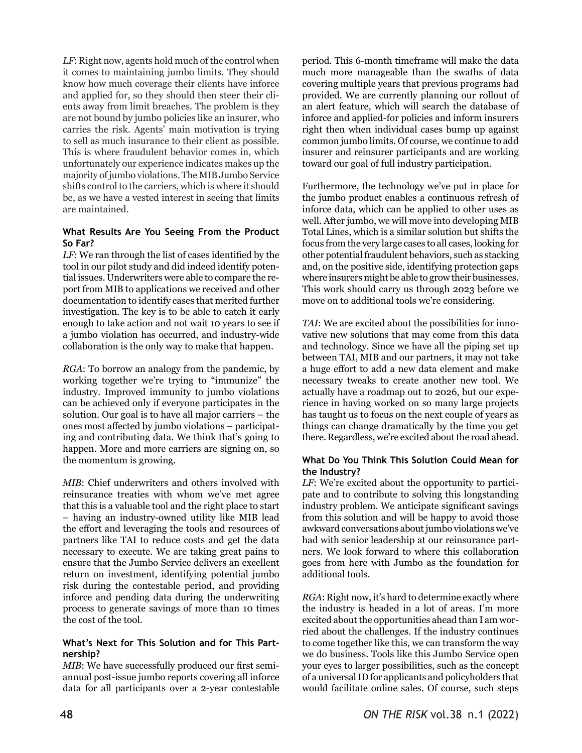*LF*: Right now, agents hold much of the control when it comes to maintaining jumbo limits. They should know how much coverage their clients have inforce and applied for, so they should then steer their clients away from limit breaches. The problem is they are not bound by jumbo policies like an insurer, who carries the risk. Agents' main motivation is trying to sell as much insurance to their client as possible. This is where fraudulent behavior comes in, which unfortunately our experience indicates makes up the majority of jumbo violations. The MIB Jumbo Service shifts control to the carriers, which is where it should be, as we have a vested interest in seeing that limits are maintained.

### What Results Are You Seeing From the Product So Far?

*LF*: We ran through the list of cases identified by the tool in our pilot study and did indeed identify potential issues. Underwriters were able to compare the report from MIB to applications we received and other documentation to identify cases that merited further investigation. The key is to be able to catch it early enough to take action and not wait 10 years to see if a jumbo violation has occurred, and industry-wide collaboration is the only way to make that happen.

*RGA*: To borrow an analogy from the pandemic, by working together we're trying to "immunize" the industry. Improved immunity to jumbo violations can be achieved only if everyone participates in the solution. Our goal is to have all major carriers – the ones most affected by jumbo violations – participating and contributing data. We think that's going to happen. More and more carriers are signing on, so the momentum is growing.

*MIB*: Chief underwriters and others involved with reinsurance treaties with whom we've met agree that this is a valuable tool and the right place to start – having an industry-owned utility like MIB lead the effort and leveraging the tools and resources of partners like TAI to reduce costs and get the data necessary to execute. We are taking great pains to ensure that the Jumbo Service delivers an excellent return on investment, identifying potential jumbo risk during the contestable period, and providing inforce and pending data during the underwriting process to generate savings of more than 10 times the cost of the tool.

### What's Next for This Solution and for This Partnership?

*MIB*: We have successfully produced our first semiannual post-issue jumbo reports covering all inforce data for all participants over a 2-year contestable period. This 6-month timeframe will make the data much more manageable than the swaths of data covering multiple years that previous programs had provided. We are currently planning our rollout of an alert feature, which will search the database of inforce and applied-for policies and inform insurers right then when individual cases bump up against common jumbo limits. Of course, we continue to add insurer and reinsurer participants and are working toward our goal of full industry participation.

Furthermore, the technology we've put in place for the jumbo product enables a continuous refresh of inforce data, which can be applied to other uses as well. After jumbo, we will move into developing MIB Total Lines, which is a similar solution but shifts the focus from the very large cases to all cases, looking for other potential fraudulent behaviors, such as stacking and, on the positive side, identifying protection gaps where insurers might be able to grow their businesses. This work should carry us through 2023 before we move on to additional tools we're considering.

*TAI*: We are excited about the possibilities for innovative new solutions that may come from this data and technology. Since we have all the piping set up between TAI, MIB and our partners, it may not take a huge effort to add a new data element and make necessary tweaks to create another new tool. We actually have a roadmap out to 2026, but our experience in having worked on so many large projects has taught us to focus on the next couple of years as things can change dramatically by the time you get there. Regardless, we're excited about the road ahead.

### What Do You Think This Solution Could Mean for the Industry?

*LF*: We're excited about the opportunity to participate and to contribute to solving this longstanding industry problem. We anticipate significant savings from this solution and will be happy to avoid those awkward conversations about jumbo violations we've had with senior leadership at our reinsurance partners. We look forward to where this collaboration goes from here with Jumbo as the foundation for additional tools.

*RGA*: Right now, it's hard to determine exactly where the industry is headed in a lot of areas. I'm more excited about the opportunities ahead than I am worried about the challenges. If the industry continues to come together like this, we can transform the way we do business. Tools like this Jumbo Service open your eyes to larger possibilities, such as the concept of a universal ID for applicants and policyholders that would facilitate online sales. Of course, such steps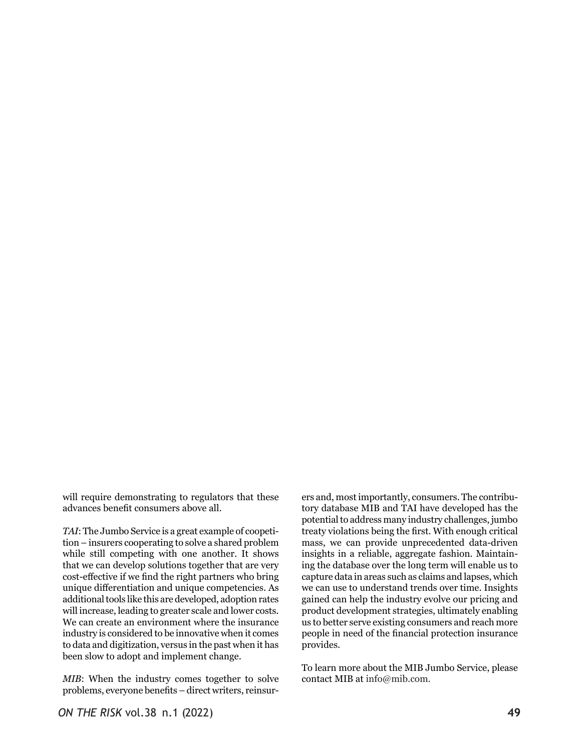will require demonstrating to regulators that these advances benefit consumers above all.

*TAI*: The Jumbo Service is a great example of coopetition – insurers cooperating to solve a shared problem while still competing with one another. It shows that we can develop solutions together that are very cost-effective if we find the right partners who bring unique differentiation and unique competencies. As additional tools like this are developed, adoption rates will increase, leading to greater scale and lower costs. We can create an environment where the insurance industry is considered to be innovative when it comes to data and digitization, versus in the past when it has been slow to adopt and implement change.

*MIB*: When the industry comes together to solve problems, everyone benefits – direct writers, reinsurers and, most importantly, consumers. The contributory database MIB and TAI have developed has the potential to address many industry challenges, jumbo treaty violations being the first. With enough critical mass, we can provide unprecedented data-driven insights in a reliable, aggregate fashion. Maintaining the database over the long term will enable us to capture data in areas such as claims and lapses, which we can use to understand trends over time. Insights gained can help the industry evolve our pricing and product development strategies, ultimately enabling us to better serve existing consumers and reach more people in need of the financial protection insurance provides.

To learn more about the MIB Jumbo Service, please contact MIB at info@mib.com.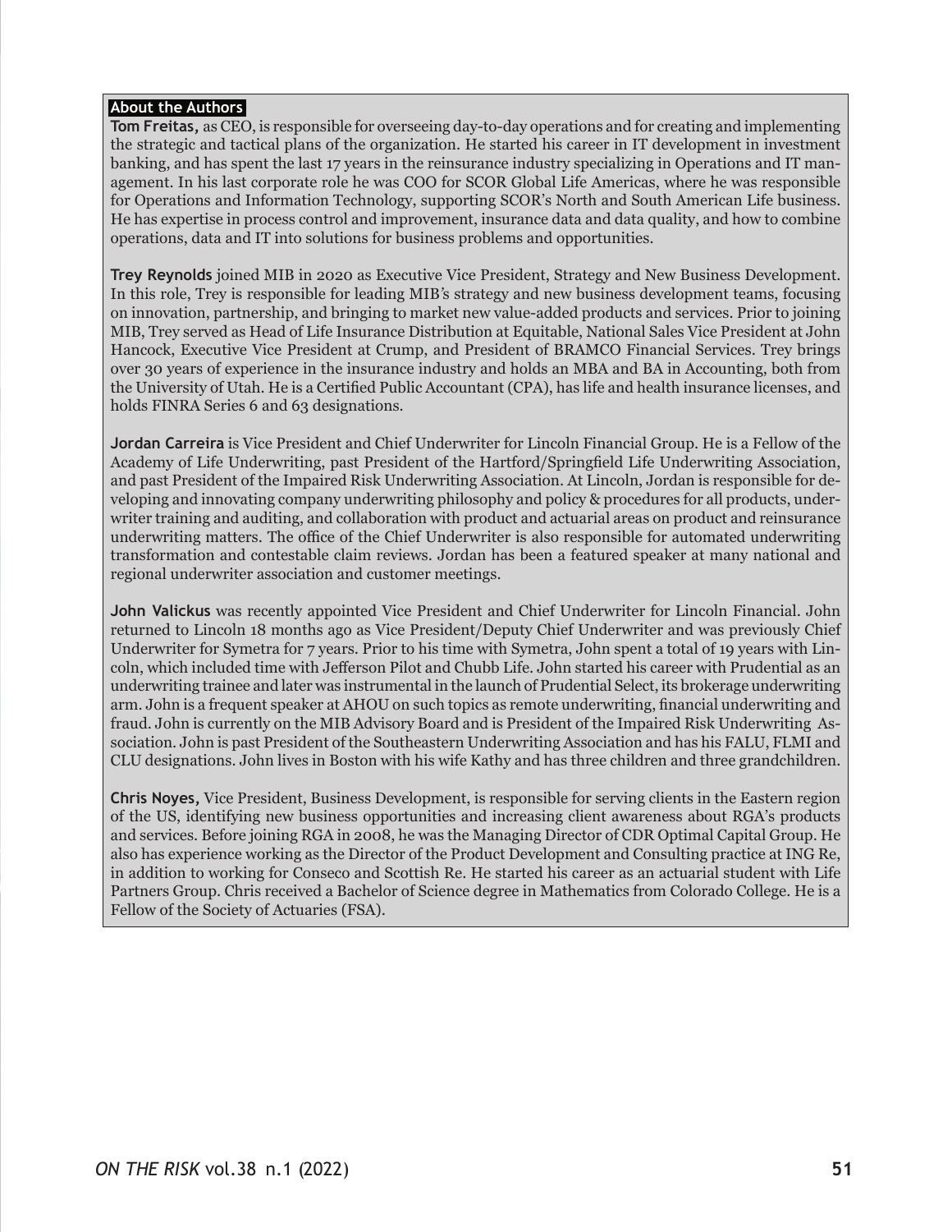## About the Authors

**Tom Freitas,** as CEO, is responsible for overseeing day-to-day operations and for creating and implementing the strategic and tactical plans of the organization. He started his career in IT development in investment banking, and has spent the last 17 years in the reinsurance industry specializing in Operations and IT management. In his last corporate role he was COO for SCOR Global Life Americas, where he was responsible for Operations and Information Technology, supporting SCOR's North and South American Life business. He has expertise in process control and improvement, insurance data and data quality, and how to combine operations, data and IT into solutions for business problems and opportunities.

**Trey Reynolds** joined MIB in 2020 as Executive Vice President, Strategy and New Business Development. In this role, Trey is responsible for leading MIB's strategy and new business development teams, focusing on innovation, partnership, and bringing to market new value-added products and services. Prior to joining MIB, Trey served as Head of Life Insurance Distribution at Equitable, National Sales Vice President at John Hancock, Executive Vice President at Crump, and President of BRAMCO Financial Services. Trey brings over 30 years of experience in the insurance industry and holds an MBA and BA in Accounting, both from the University of Utah. He is a Certified Public Accountant (CPA), has life and health insurance licenses, and holds FINRA Series 6 and 63 designations.

**Jordan Carreira** is Vice President and Chief Underwriter for Lincoln Financial Group. He is a Fellow of the Academy of Life Underwriting, past President of the Hartford/Springfield Life Underwriting Association, and past President of the Impaired Risk Underwriting Association. At Lincoln, Jordan is responsible for developing and innovating company underwriting philosophy and policy & procedures for all products, underwriter training and auditing, and collaboration with product and actuarial areas on product and reinsurance underwriting matters. The office of the Chief Underwriter is also responsible for automated underwriting transformation and contestable claim reviews. Jordan has been a featured speaker at many national and regional underwriter association and customer meetings.

**John Valickus** was recently appointed Vice President and Chief Underwriter for Lincoln Financial. John returned to Lincoln 18 months ago as Vice President/Deputy Chief Underwriter and was previously Chief Underwriter for Symetra for 7 years. Prior to his time with Symetra, John spent a total of 19 years with Lincoln, which included time with Jefferson Pilot and Chubb Life. John started his career with Prudential as an underwriting trainee and later was instrumental in the launch of Prudential Select, its brokerage underwriting arm. John is a frequent speaker at AHOU on such topics as remote underwriting, financial underwriting and fraud. John is currently on the MIB Advisory Board and is President of the Impaired Risk Underwriting Association. John is past President of the Southeastern Underwriting Association and has his FALU, FLMI and CLU designations. John lives in Boston with his wife Kathy and has three children and three grandchildren.

**Chris Noyes,** Vice President, Business Development, is responsible for serving clients in the Eastern region of the US, identifying new business opportunities and increasing client awareness about RGA's products and services. Before joining RGA in 2008, he was the Managing Director of CDR Optimal Capital Group. He also has experience working as the Director of the Product Development and Consulting practice at ING Re, in addition to working for Conseco and Scottish Re. He started his career as an actuarial student with Life Partners Group. Chris received a Bachelor of Science degree in Mathematics from Colorado College. He is a Fellow of the Society of Actuaries (FSA).